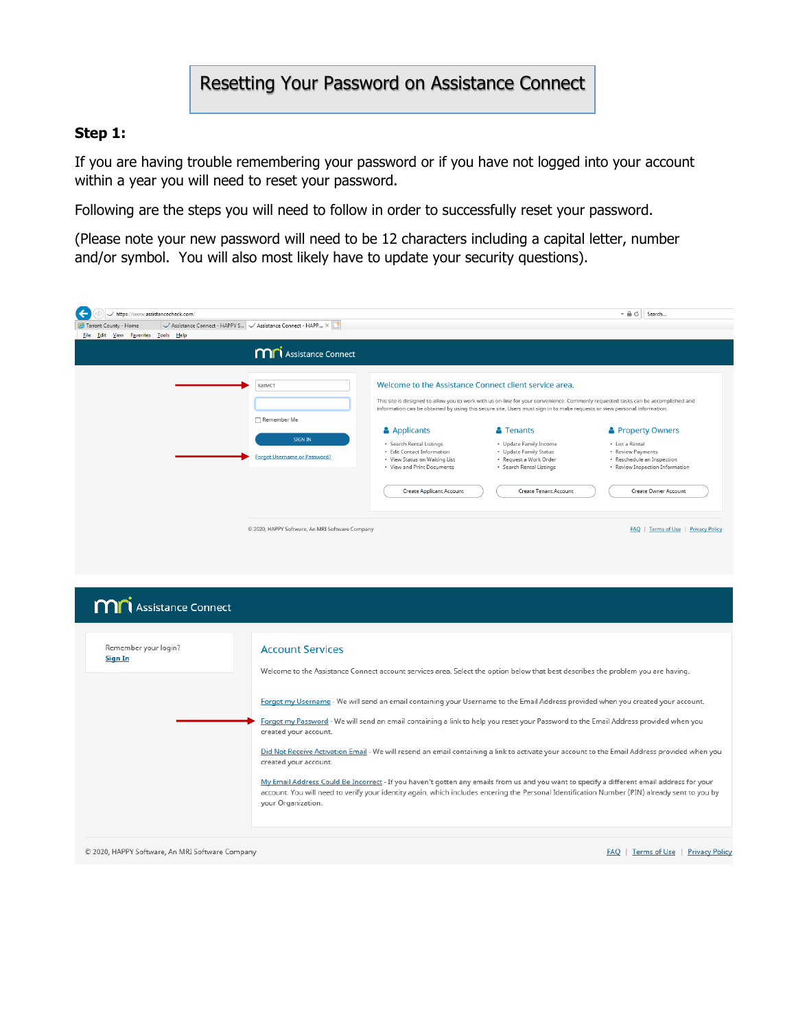# Resetting Your Password on Assistance Connect

**Step 1:**

If you are having trouble remembering your password or if you have not logged into your account within a year you will need to reset your password.

Following are the steps you will need to follow in order to successfully reset your password.

(Please note your new password will need to be 12 characters including a capital letter, number and/or symbol. You will also most likely have to update your security questions).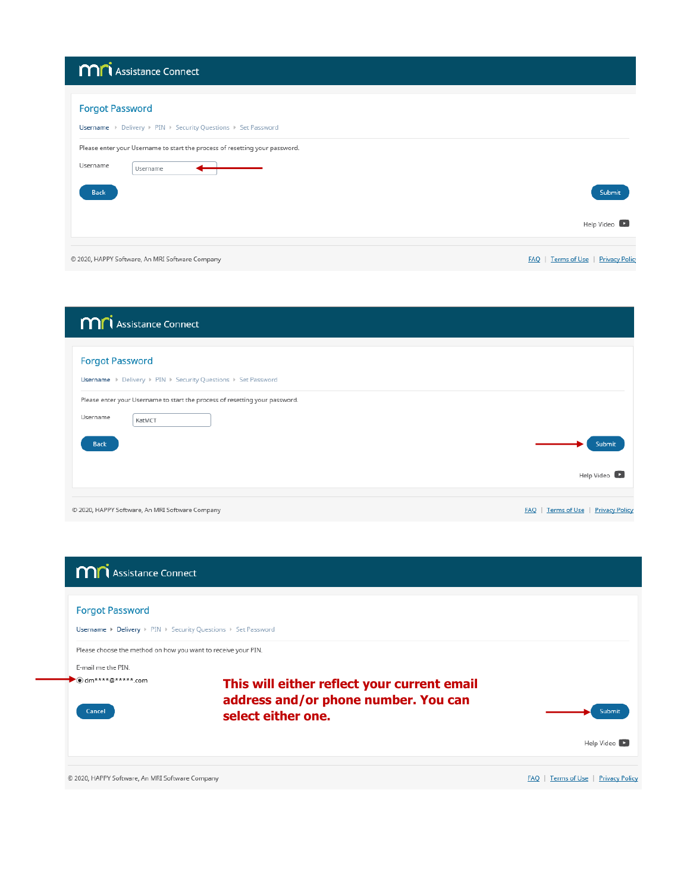**Assistance Connect**

## Forgot Password

Username ▸ Delivery ▸ PIN ▸ Security Questions ▸ Set Password

Please enter your Username to start the process of resetting your password.

Username [Username]

Back | Submit

Help Video

© 2020, HAPPY Software, An MRI Software Company

FAQ | Terms of Use | Privacy Policy

---

**Assistance Connect**

## Forgot Password

Username ▸ Delivery ▸ PIN ▸ Security Questions ▸ Set Password

Please enter your Username to start the process of resetting your password.

Username [KatMCT]

Back | Submit

Help Video

© 2020, HAPPY Software, An MRI Software Company

FAQ | Terms of Use | Privacy Policy

---

**Assistance Connect**

## Forgot Password

Username ▸ Delivery ▸ PIN ▸ Security Questions ▸ Set Password

Please choose the method on how you want to receive your PIN.

E-mail me the PIN.

◉ dm****@*****.com

**This will either reflect your current email address and/or phone number. You can select either one.**

Cancel | Submit

Help Video

© 2020, HAPPY Software, An MRI Software Company

FAQ | Terms of Use | Privacy Policy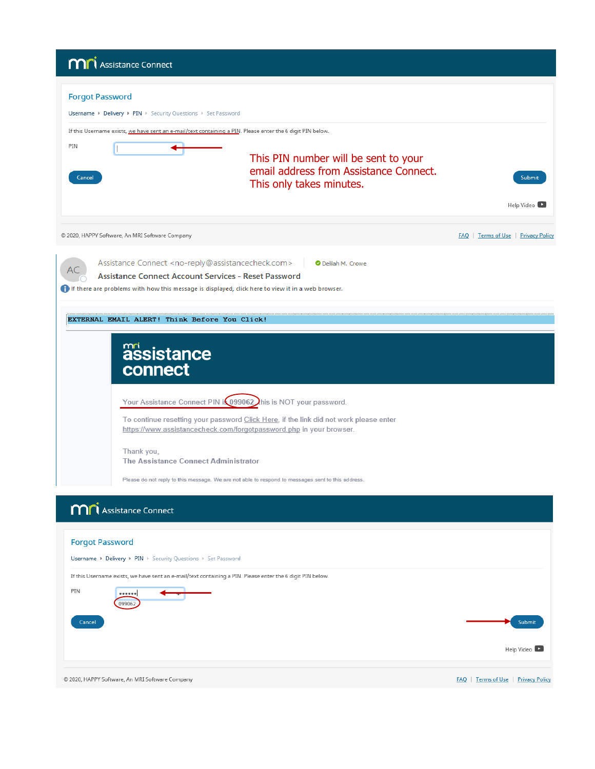mri Assistance Connect

## Forgot Password

Username ▸ Delivery ▸ PIN ▸ Security Questions ▸ Set Password

If this Username exists, we have sent an e-mail/text containing a PIN. Please enter the 6 digit PIN below.

PIN

This PIN number will be sent to your email address from Assistance Connect. This only takes minutes.

Cancel | Submit

Help Video

© 2020, HAPPY Software, An MRI Software Company — FAQ | Terms of Use | Privacy Policy

---

Assistance Connect <no-reply@assistancecheck.com> — Delilah M. Crowe

**Assistance Connect Account Services - Reset Password**

If there are problems with how this message is displayed, click here to view it in a web browser.

EXTERNAL EMAIL ALERT! Think Before You Click!

mri assistance connect

Your Assistance Connect PIN is 099062 this is NOT your password.

To continue resetting your password Click Here, if the link did not work please enter https://www.assistancecheck.com/forgotpassword.php in your browser.

Thank you,
**The Assistance Connect Administrator**

Please do not reply to this message. We are not able to respond to messages sent to this address.

---

mri Assistance Connect

## Forgot Password

Username ▸ Delivery ▸ PIN ▸ Security Questions ▸ Set Password

If this Username exists, we have sent an e-mail/text containing a PIN. Please enter the 6 digit PIN below.

PIN ●●●●●●
099062

Cancel | Submit

Help Video

© 2020, HAPPY Software, An MRI Software Company — FAQ | Terms of Use | Privacy Policy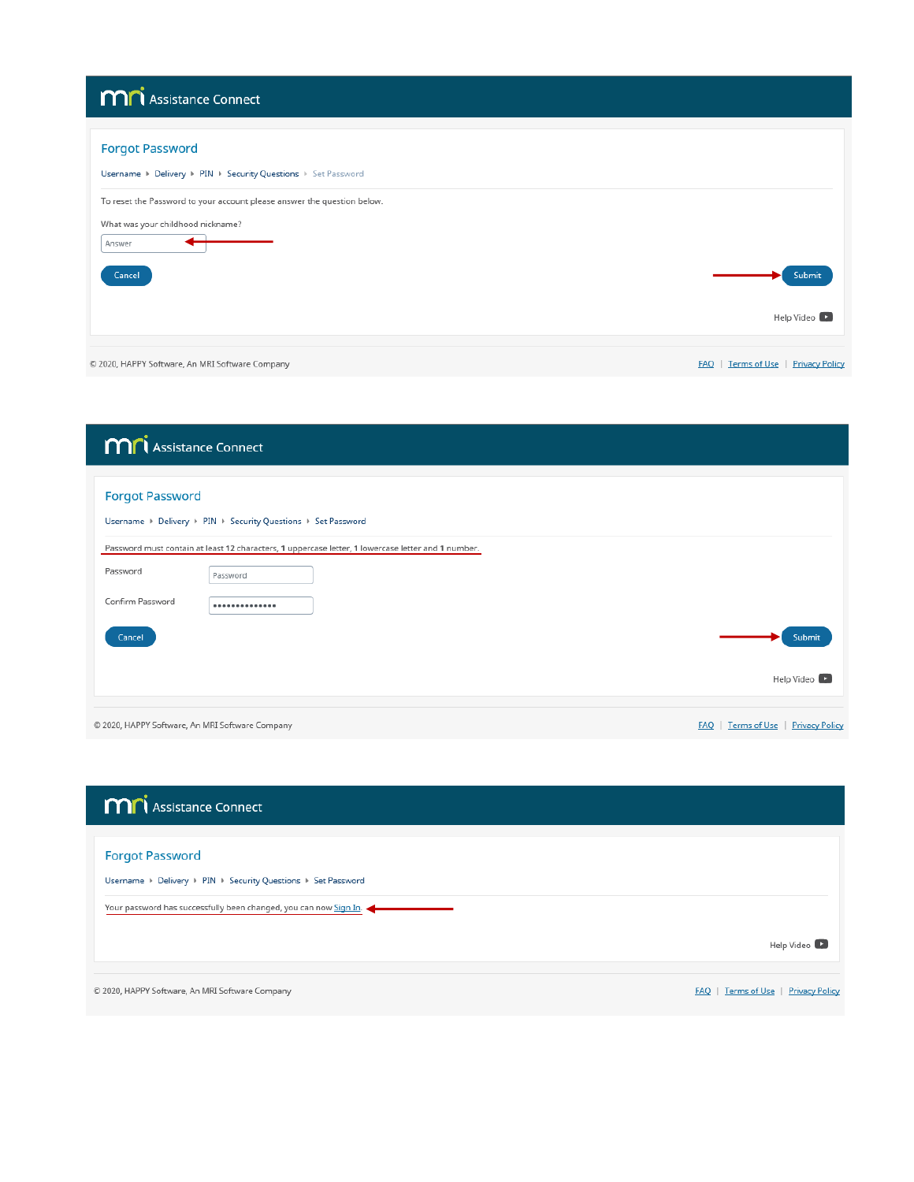## Assistance Connect

### Forgot Password

Username ▸ Delivery ▸ PIN ▸ Security Questions ▸ Set Password

To reset the Password to your account please answer the question below.

What was your childhood nickname?

Answer

Cancel | Submit

Help Video

© 2020, HAPPY Software, An MRI Software Company | FAQ | Terms of Use | Privacy Policy

## Assistance Connect

### Forgot Password

Username ▸ Delivery ▸ PIN ▸ Security Questions ▸ Set Password

Password must contain at least 12 characters, **1** uppercase letter, **1** lowercase letter and **1** number.

Password: Password

Confirm Password: ••••••••••••••

Cancel | Submit

Help Video

© 2020, HAPPY Software, An MRI Software Company | FAQ | Terms of Use | Privacy Policy

## Assistance Connect

### Forgot Password

Username ▸ Delivery ▸ PIN ▸ Security Questions ▸ Set Password

Your password has successfully been changed, you can now Sign In

Help Video

© 2020, HAPPY Software, An MRI Software Company | FAQ | Terms of Use | Privacy Policy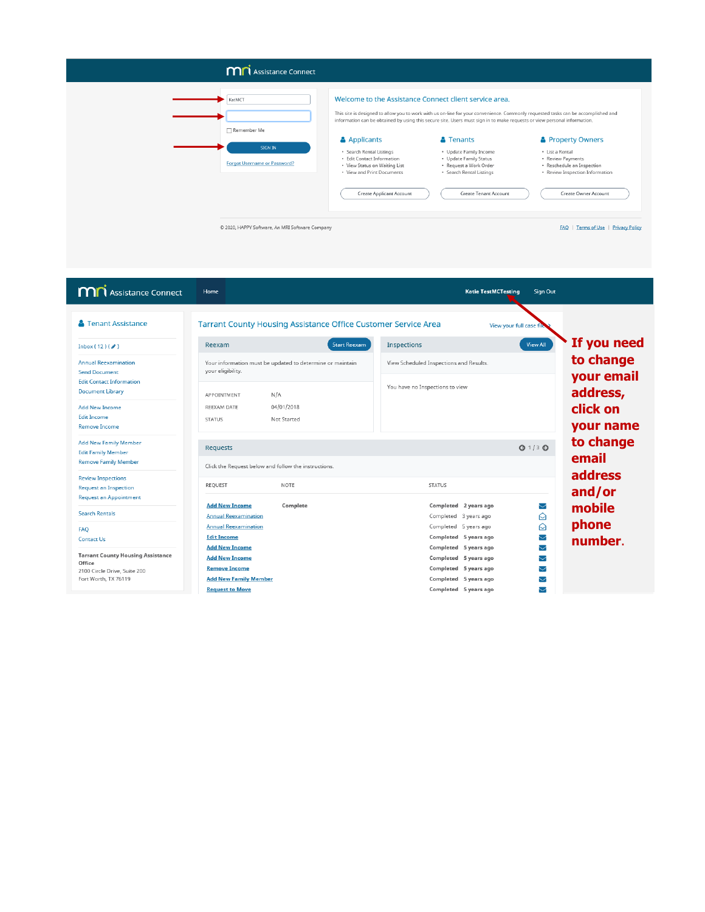Assistance Connect

KatMCT

Remember Me

SIGN IN

Forgot Username or Password?

Welcome to the Assistance Connect client service area.

This site is designed to allow you to work with us on-line for your convenience. Commonly requested tasks can be accomplished and information can be obtained by using this secure site. Users must sign in to make requests or view personal information.

**Applicants**

- Search Rental Listings
- Edit Contact Information
- View Status on Waiting List
- View and Print Documents

**Tenants**

- Update Family Income
- Update Family Status
- Request a Work Order
- Search Rental Listings

**Property Owners**

- List a Rental
- Review Payments
- Reschedule an Inspection
- Review Inspection Information

Create Applicant Account | Create Tenant Account | Create Owner Account

© 2020, HAPPY Software, An MRI Software Company

FAQ | Terms of Use | Privacy Policy

Assistance Connect | Home | Katie TestMCTesting | Sign Out

**Tenant Assistance**

Inbox ( 12 )

Annual Reexamination
Send Document
Edit Contact Information
Document Library

Add New Income
Edit Income
Remove Income

Add New Family Member
Edit Family Member
Remove Family Member

Review Inspections
Request an Inspection
Request an Appointment

Search Rentals

FAQ
Contact Us

**Tarrant County Housing Assistance Office**
2100 Circle Drive, Suite 200
Fort Worth, TX 76119

Tarrant County Housing Assistance Office Customer Service Area

View your full case file

**Reexam** — Start Reexam

Your information must be updated to determine or maintain your eligibility.

| | |
|---|---|
| APPOINTMENT | N/A |
| REEXAM DATE | 04/01/2018 |
| STATUS | Not Started |

**Inspections** — View All

View Scheduled Inspections and Results.

You have no Inspections to view

**Requests** 1 / 3

Click the Request below and follow the instructions.

| REQUEST | NOTE | STATUS |
|---|---|---|
| Add New Income | Complete | Completed 2 years ago |
| Annual Reexamination | | Completed 3 years ago |
| Annual Reexamination | | Completed 5 years ago |
| Edit Income | | Completed 5 years ago |
| Add New Income | | Completed 5 years ago |
| Add New Income | | Completed 5 years ago |
| Remove Income | | Completed 5 years ago |
| Add New Family Member | | Completed 5 years ago |
| Request to Move | | Completed 5 years ago |

**If you need to change your email address, click on your name to change email address and/or mobile phone number.**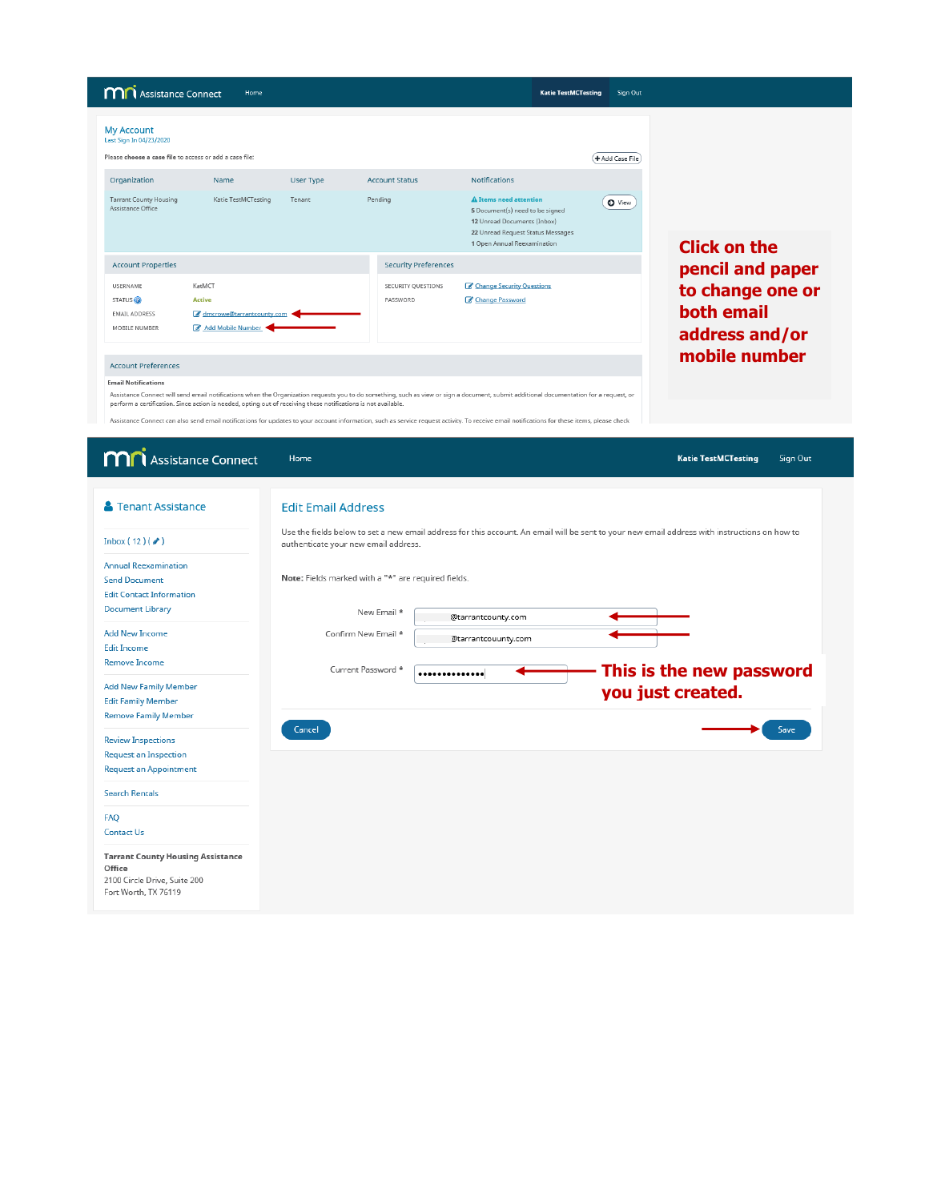Assistance Connect | Home | Katie TestMCTesting | Sign Out

## My Account

Last Sign In 04/23/2020

Please choose a case file to access or add a case file:

+ Add Case File

| Organization | Name | User Type | Account Status | Notifications |
|---|---|---|---|---|
| Tarrant County Housing Assistance Office | Katie TestMCTesting | Tenant | Pending | Items need attention<br>5 Document(s) need to be signed<br>12 Unread Documents (Inbox)<br>22 Unread Request Status Messages<br>1 Open Annual Reexamination |

View

**Account Properties**

| | |
|---|---|
| USERNAME | KatMCT |
| STATUS | Active |
| EMAIL ADDRESS | dmcrowe@tarrantcounty.com |
| MOBILE NUMBER | Add Mobile Number |

**Security Preferences**

| | |
|---|---|
| SECURITY QUESTIONS | Change Security Questions |
| PASSWORD | Change Password |

**Account Preferences**

**Email Notifications**

Assistance Connect will send email notifications when the Organization requests you to do something, such as view or sign a document, submit additional documentation for a request, or perform a certification. Since action is needed, opting out of receiving these notifications is not available.

Assistance Connect can also send email notifications for updates to your account information, such as service request activity. To receive email notifications for these items, please check

**Click on the pencil and paper to change one or both email address and/or mobile number**

Assistance Connect | Home | Katie TestMCTesting | Sign Out

**Tenant Assistance**

- Inbox ( 12 ) ( )
- Annual Reexamination
- Send Document
- Edit Contact Information
- Document Library
- Add New Income
- Edit Income
- Remove Income
- Add New Family Member
- Edit Family Member
- Remove Family Member
- Review Inspections
- Request an Inspection
- Request an Appointment
- Search Rentals
- FAQ
- Contact Us

**Tarrant County Housing Assistance Office**
2100 Circle Drive, Suite 200
Fort Worth, TX 76119

## Edit Email Address

Use the fields below to set a new email address for this account. An email will be sent to your new email address with instructions on how to authenticate your new email address.

**Note:** Fields marked with a "*" are required fields.

New Email * @tarrantcounty.com

Confirm New Email * @tarrantcouunty.com

Current Password * ••••••••••••••

**This is the new password you just created.**

Cancel | Save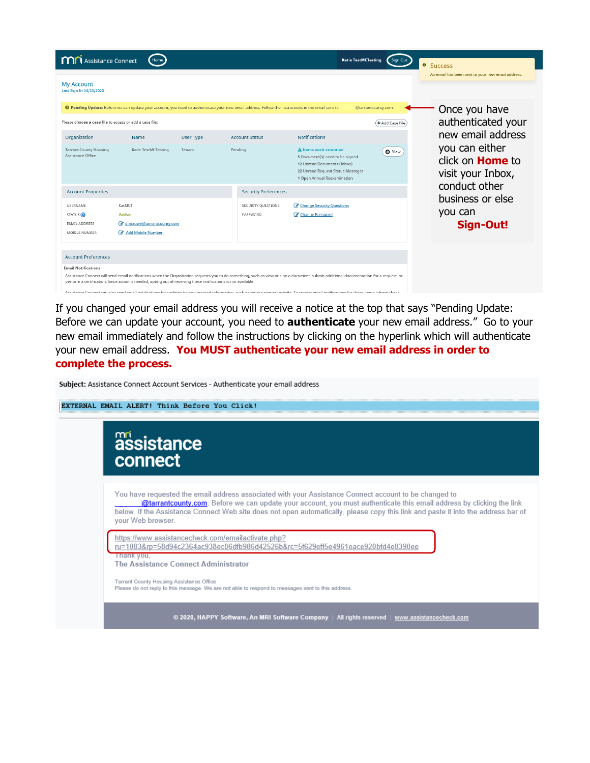**mri** Assistance Connect | Home | Katie TestMCTesting | Sign Out

**Success**
An email has been sent to your new email address.

**My Account**
Last Sign In 04/23/2020

**Pending Update:** Before we can update your account, you need to authenticate your new email address. Follow the instructions in the email sent to @tarrantcounty.com.

Please choose a case file to access or add a case file: | Add Case File

| Organization | Name | User Type | Account Status | Notifications |
| --- | --- | --- | --- | --- |
| Tarrant County Housing Assistance Office | Katie TestMCTesting | Tenant | Pending | Items need attention<br>5 Document(s) need to be signed<br>12 Unread Documents (Inbox)<br>22 Unread Request Status Messages<br>1 Open Annual Reexamination |

**Account Properties**

| | |
| --- | --- |
| USERNAME | KatMCT |
| STATUS | Active |
| EMAIL ADDRESS | dmcrowe@tarrantcounty.com |
| MOBILE NUMBER | Add Mobile Number |

**Security Preferences**

| | |
| --- | --- |
| SECURITY QUESTIONS | Change Security Questions |
| PASSWORD | Change Password |

**Account Preferences**

**Email Notifications**

Assistance Connect will send email notifications when the Organization requests you to do something, such as view or sign a document, submit additional documentation for a request, or perform a certification. Since action is needed, opting out of receiving these notifications is not available.

Once you have authenticated your new email address you can either click on **Home** to visit your Inbox, conduct other business or else you can **Sign-Out!**

If you changed your email address you will receive a notice at the top that says "Pending Update: Before we can update your account, you need to **authenticate** your new email address." Go to your new email immediately and follow the instructions by clicking on the hyperlink which will authenticate your new email address. **You MUST authenticate your new email address in order to complete the process.**

**Subject:** Assistance Connect Account Services - Authenticate your email address

**EXTERNAL EMAIL ALERT! Think Before You Click!**

**mri assistance connect**

You have requested the email address associated with your Assistance Connect account to be changed to _______@tarrantcounty.com. Before we can update your account, you must authenticate this email address by clicking the link below. If the Assistance Connect Web site does not open automatically, please copy this link and paste it into the address bar of your Web browser.

https://www.assistancecheck.com/emailactivate.php?ru=1083&rp=58d94c2364ac938ec06dfb986d42526b&rc=5f629eff5e4961eace920bfd4e8390ee

Thank you,
**The Assistance Connect Administrator**

Tarrant County Housing Assistance Office
Please do not reply to this message. We are not able to respond to messages sent to this address.

© 2020, HAPPY Software, An MRI Software Company | All rights reserved | www.assistancecheck.com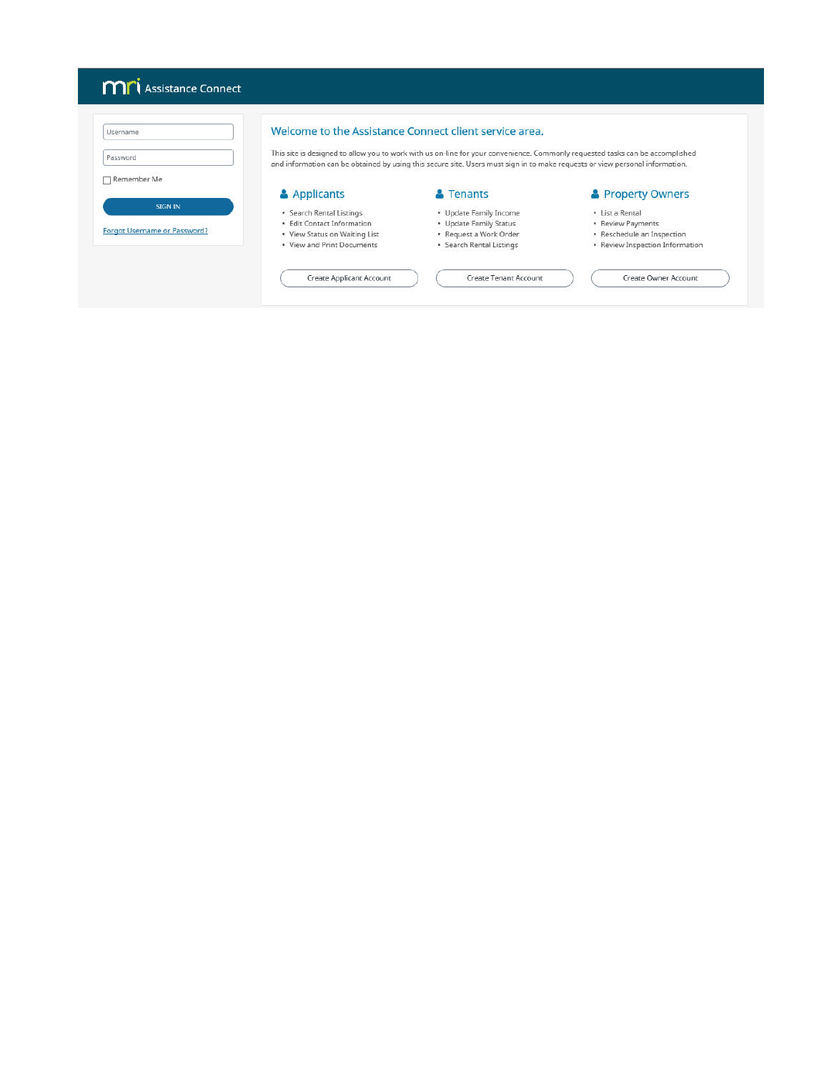mri Assistance Connect

Username

Password

Remember Me

SIGN IN

Forgot Username or Password?

## Welcome to the Assistance Connect client service area.

This site is designed to allow you to work with us on-line for your convenience. Commonly requested tasks can be accomplished and information can be obtained by using this secure site. Users must sign in to make requests or view personal information.

### Applicants

- Search Rental Listings
- Edit Contact Information
- View Status on Waiting List
- View and Print Documents

Create Applicant Account

### Tenants

- Update Family Income
- Update Family Status
- Request a Work Order
- Search Rental Listings

Create Tenant Account

### Property Owners

- List a Rental
- Review Payments
- Reschedule an Inspection
- Review Inspection Information

Create Owner Account